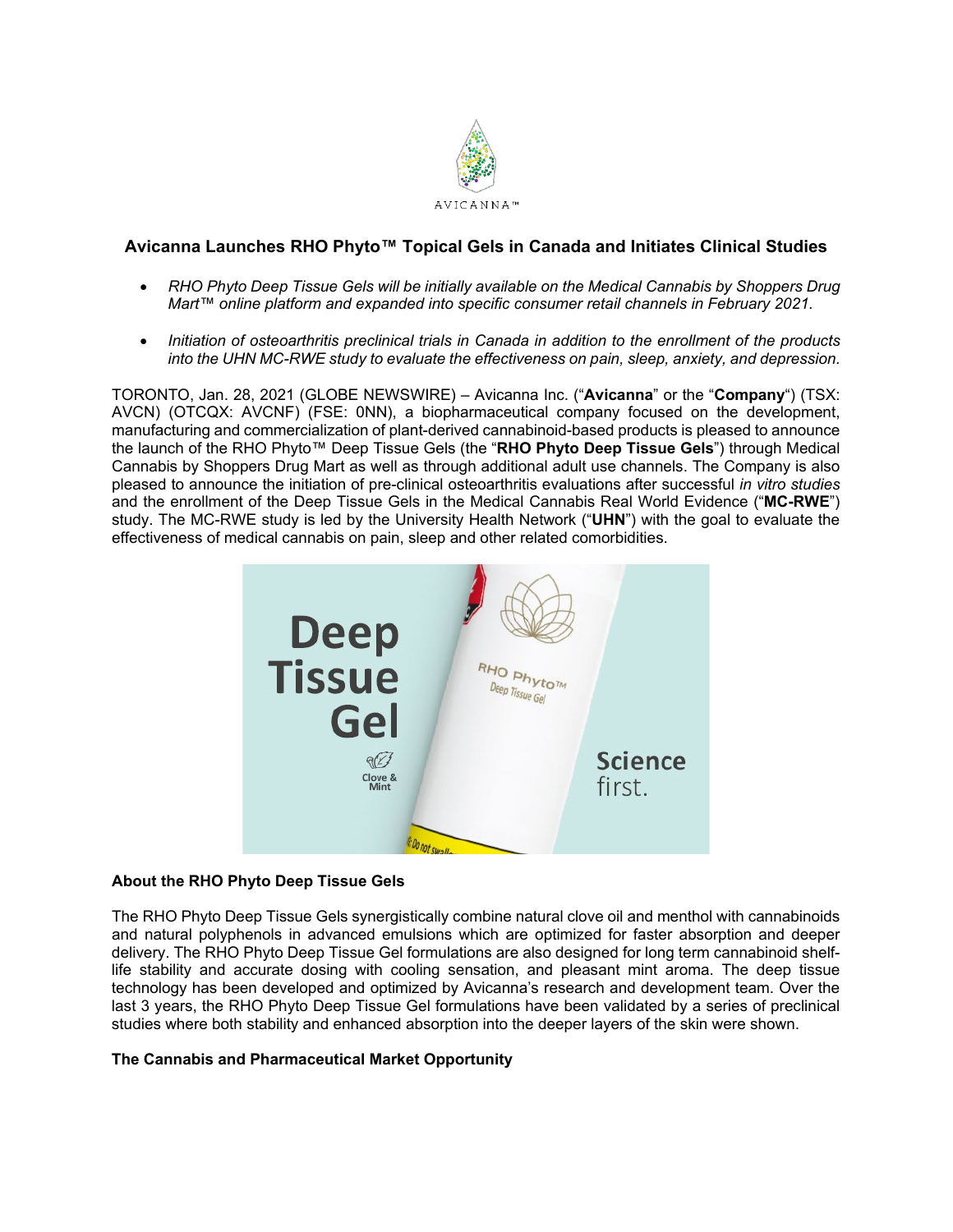# Avicanna Launches RHO Phyto™ Topical Gels in Canada and Initiates Clinical Studies

- *RHO Phyto Deep Tissue Gels will be initially available on the Medical Cannabis by Shoppers Drug Mart™ online platform and expanded into specific consumer retail channels in February 2021.*
- *Initiation of osteoarthritis preclinical trials in Canada in addition to the enrollment of the products into the UHN MC-RWE study to evaluate the effectiveness on pain, sleep, anxiety, and depression.*

TORONTO, Jan. 28, 2021 (GLOBE NEWSWIRE) – Avicanna Inc. ("**Avicanna**" or the "**Company**") (TSX: AVCN) (OTCQX: AVCNF) (FSE: 0NN), a biopharmaceutical company focused on the development, manufacturing and commercialization of plant-derived cannabinoid-based products is pleased to announce the launch of the RHO Phyto™ Deep Tissue Gels (the "**RHO Phyto Deep Tissue Gels**") through Medical Cannabis by Shoppers Drug Mart as well as through additional adult use channels. The Company is also pleased to announce the initiation of pre-clinical osteoarthritis evaluations after successful *in vitro studies* and the enrollment of the Deep Tissue Gels in the Medical Cannabis Real World Evidence ("**MC-RWE**") study. The MC-RWE study is led by the University Health Network ("**UHN**") with the goal to evaluate the effectiveness of medical cannabis on pain, sleep and other related comorbidities.

## About the RHO Phyto Deep Tissue Gels

The RHO Phyto Deep Tissue Gels synergistically combine natural clove oil and menthol with cannabinoids and natural polyphenols in advanced emulsions which are optimized for faster absorption and deeper delivery. The RHO Phyto Deep Tissue Gel formulations are also designed for long term cannabinoid shelf-life stability and accurate dosing with cooling sensation, and pleasant mint aroma. The deep tissue technology has been developed and optimized by Avicanna's research and development team. Over the last 3 years, the RHO Phyto Deep Tissue Gel formulations have been validated by a series of preclinical studies where both stability and enhanced absorption into the deeper layers of the skin were shown.

## The Cannabis and Pharmaceutical Market Opportunity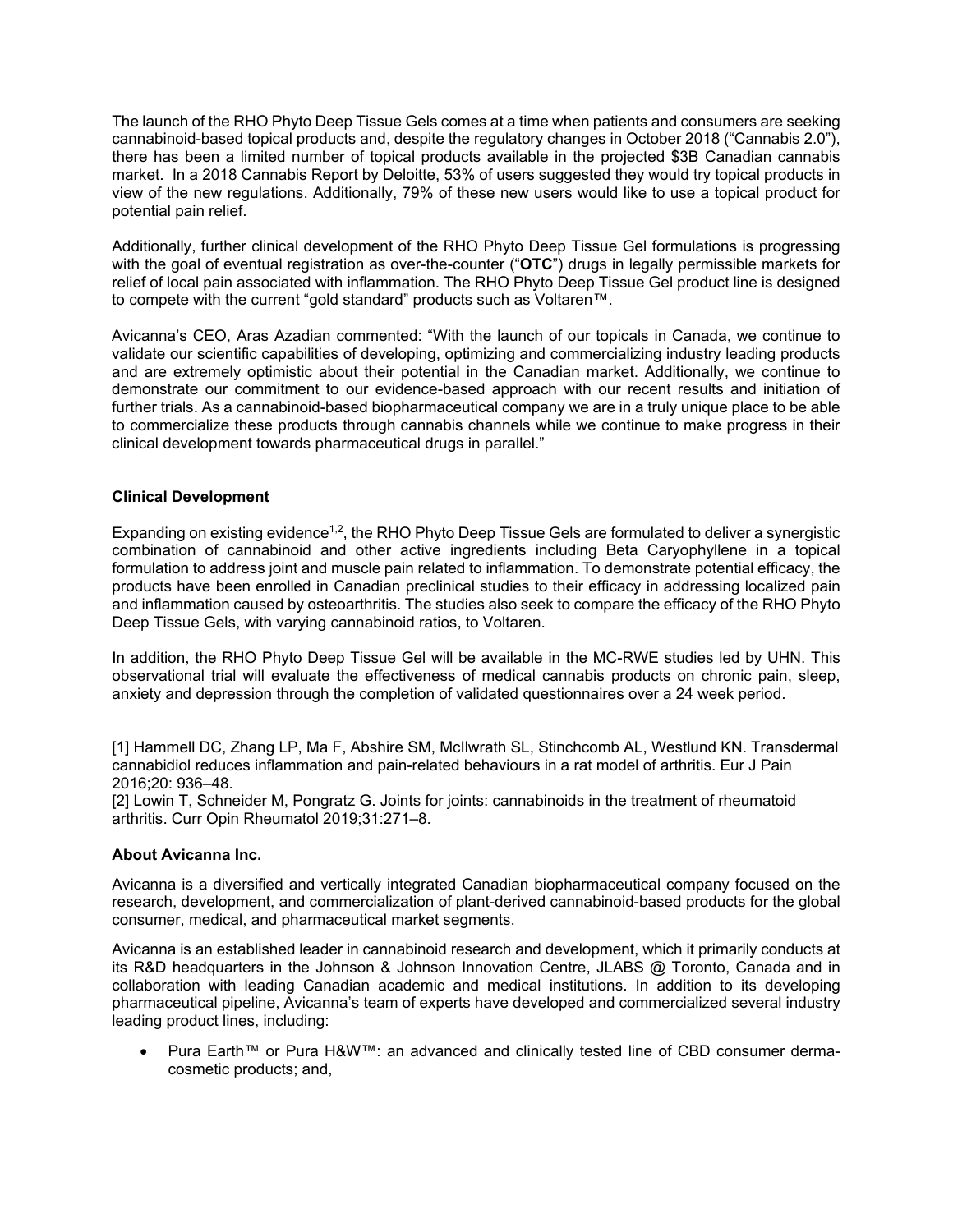The launch of the RHO Phyto Deep Tissue Gels comes at a time when patients and consumers are seeking cannabinoid-based topical products and, despite the regulatory changes in October 2018 ("Cannabis 2.0"), there has been a limited number of topical products available in the projected $3B Canadian cannabis market. In a 2018 Cannabis Report by Deloitte, 53% of users suggested they would try topical products in view of the new regulations. Additionally, 79% of these new users would like to use a topical product for potential pain relief.

Additionally, further clinical development of the RHO Phyto Deep Tissue Gel formulations is progressing with the goal of eventual registration as over-the-counter ("**OTC**") drugs in legally permissible markets for relief of local pain associated with inflammation. The RHO Phyto Deep Tissue Gel product line is designed to compete with the current "gold standard" products such as Voltaren™.

Avicanna's CEO, Aras Azadian commented: "With the launch of our topicals in Canada, we continue to validate our scientific capabilities of developing, optimizing and commercializing industry leading products and are extremely optimistic about their potential in the Canadian market. Additionally, we continue to demonstrate our commitment to our evidence-based approach with our recent results and initiation of further trials. As a cannabinoid-based biopharmaceutical company we are in a truly unique place to be able to commercialize these products through cannabis channels while we continue to make progress in their clinical development towards pharmaceutical drugs in parallel."

**Clinical Development**

Expanding on existing evidence[1,2], the RHO Phyto Deep Tissue Gels are formulated to deliver a synergistic combination of cannabinoid and other active ingredients including Beta Caryophyllene in a topical formulation to address joint and muscle pain related to inflammation. To demonstrate potential efficacy, the products have been enrolled in Canadian preclinical studies to their efficacy in addressing localized pain and inflammation caused by osteoarthritis. The studies also seek to compare the efficacy of the RHO Phyto Deep Tissue Gels, with varying cannabinoid ratios, to Voltaren.

In addition, the RHO Phyto Deep Tissue Gel will be available in the MC-RWE studies led by UHN. This observational trial will evaluate the effectiveness of medical cannabis products on chronic pain, sleep, anxiety and depression through the completion of validated questionnaires over a 24 week period.

[1] Hammell DC, Zhang LP, Ma F, Abshire SM, McIlwrath SL, Stinchcomb AL, Westlund KN. Transdermal cannabidiol reduces inflammation and pain-related behaviours in a rat model of arthritis. Eur J Pain 2016;20: 936–48.
[2] Lowin T, Schneider M, Pongratz G. Joints for joints: cannabinoids in the treatment of rheumatoid arthritis. Curr Opin Rheumatol 2019;31:271–8.

**About Avicanna Inc.**

Avicanna is a diversified and vertically integrated Canadian biopharmaceutical company focused on the research, development, and commercialization of plant-derived cannabinoid-based products for the global consumer, medical, and pharmaceutical market segments.

Avicanna is an established leader in cannabinoid research and development, which it primarily conducts at its R&D headquarters in the Johnson & Johnson Innovation Centre, JLABS @ Toronto, Canada and in collaboration with leading Canadian academic and medical institutions. In addition to its developing pharmaceutical pipeline, Avicanna's team of experts have developed and commercialized several industry leading product lines, including:

- Pura Earth™ or Pura H&W™: an advanced and clinically tested line of CBD consumer derma-cosmetic products; and,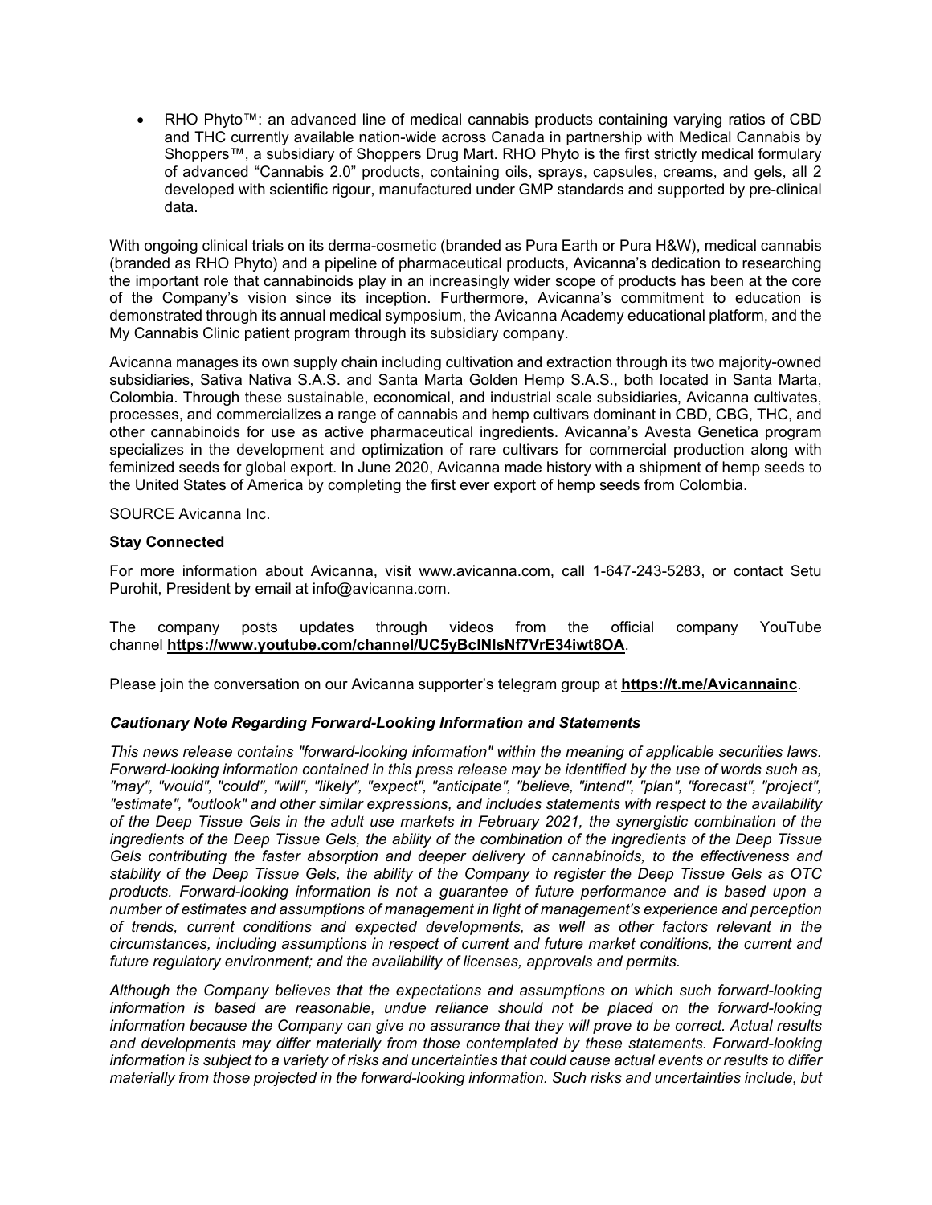- RHO Phyto™: an advanced line of medical cannabis products containing varying ratios of CBD and THC currently available nation-wide across Canada in partnership with Medical Cannabis by Shoppers™, a subsidiary of Shoppers Drug Mart. RHO Phyto is the first strictly medical formulary of advanced "Cannabis 2.0" products, containing oils, sprays, capsules, creams, and gels, all 2 developed with scientific rigour, manufactured under GMP standards and supported by pre-clinical data.

With ongoing clinical trials on its derma-cosmetic (branded as Pura Earth or Pura H&W), medical cannabis (branded as RHO Phyto) and a pipeline of pharmaceutical products, Avicanna's dedication to researching the important role that cannabinoids play in an increasingly wider scope of products has been at the core of the Company's vision since its inception. Furthermore, Avicanna's commitment to education is demonstrated through its annual medical symposium, the Avicanna Academy educational platform, and the My Cannabis Clinic patient program through its subsidiary company.

Avicanna manages its own supply chain including cultivation and extraction through its two majority-owned subsidiaries, Sativa Nativa S.A.S. and Santa Marta Golden Hemp S.A.S., both located in Santa Marta, Colombia. Through these sustainable, economical, and industrial scale subsidiaries, Avicanna cultivates, processes, and commercializes a range of cannabis and hemp cultivars dominant in CBD, CBG, THC, and other cannabinoids for use as active pharmaceutical ingredients. Avicanna's Avesta Genetica program specializes in the development and optimization of rare cultivars for commercial production along with feminized seeds for global export. In June 2020, Avicanna made history with a shipment of hemp seeds to the United States of America by completing the first ever export of hemp seeds from Colombia.

SOURCE Avicanna Inc.

**Stay Connected**

For more information about Avicanna, visit www.avicanna.com, call 1-647-243-5283, or contact Setu Purohit, President by email at info@avicanna.com.

The company posts updates through videos from the official company YouTube channel **https://www.youtube.com/channel/UC5yBclNlsNf7VrE34iwt8OA**.

Please join the conversation on our Avicanna supporter's telegram group at **https://t.me/Avicannainc**.

***Cautionary Note Regarding Forward-Looking Information and Statements***

*This news release contains "forward-looking information" within the meaning of applicable securities laws. Forward-looking information contained in this press release may be identified by the use of words such as, "may", "would", "could", "will", "likely", "expect", "anticipate", "believe, "intend", "plan", "forecast", "project", "estimate", "outlook" and other similar expressions, and includes statements with respect to the availability of the Deep Tissue Gels in the adult use markets in February 2021, the synergistic combination of the ingredients of the Deep Tissue Gels, the ability of the combination of the ingredients of the Deep Tissue Gels contributing the faster absorption and deeper delivery of cannabinoids, to the effectiveness and stability of the Deep Tissue Gels, the ability of the Company to register the Deep Tissue Gels as OTC products. Forward-looking information is not a guarantee of future performance and is based upon a number of estimates and assumptions of management in light of management's experience and perception of trends, current conditions and expected developments, as well as other factors relevant in the circumstances, including assumptions in respect of current and future market conditions, the current and future regulatory environment; and the availability of licenses, approvals and permits.*

*Although the Company believes that the expectations and assumptions on which such forward-looking information is based are reasonable, undue reliance should not be placed on the forward-looking information because the Company can give no assurance that they will prove to be correct. Actual results and developments may differ materially from those contemplated by these statements. Forward-looking information is subject to a variety of risks and uncertainties that could cause actual events or results to differ materially from those projected in the forward-looking information. Such risks and uncertainties include, but*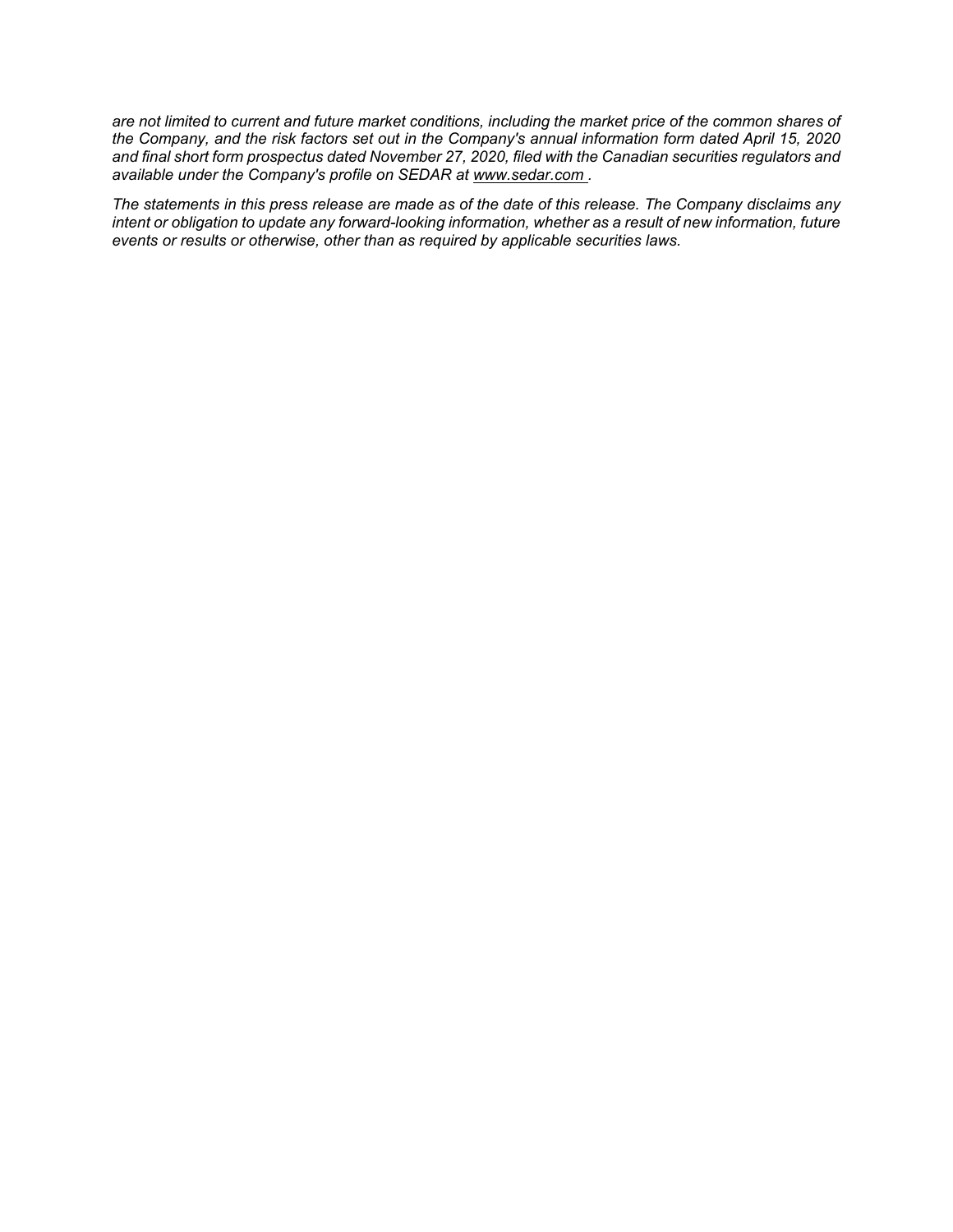*are not limited to current and future market conditions, including the market price of the common shares of the Company, and the risk factors set out in the Company's annual information form dated April 15, 2020 and final short form prospectus dated November 27, 2020, filed with the Canadian securities regulators and available under the Company's profile on SEDAR at www.sedar.com .*

*The statements in this press release are made as of the date of this release. The Company disclaims any intent or obligation to update any forward-looking information, whether as a result of new information, future events or results or otherwise, other than as required by applicable securities laws.*